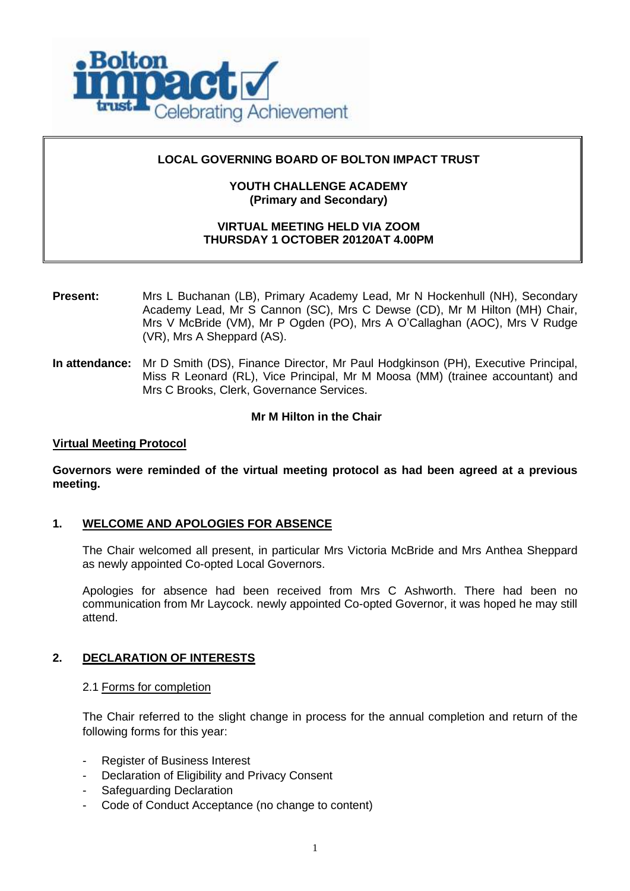**LOCAL GOVERNING BOARD OF BOLTON IMPACT TRUST**

**YOUTH CHALLENGE ACADEMY**
**(Primary and Secondary)**

**VIRTUAL MEETING HELD VIA ZOOM**
**THURSDAY 1 OCTOBER 20120AT 4.00PM**

**Present:** Mrs L Buchanan (LB), Primary Academy Lead, Mr N Hockenhull (NH), Secondary Academy Lead, Mr S Cannon (SC), Mrs C Dewse (CD), Mr M Hilton (MH) Chair, Mrs V McBride (VM), Mr P Ogden (PO), Mrs A O'Callaghan (AOC), Mrs V Rudge (VR), Mrs A Sheppard (AS).

**In attendance:** Mr D Smith (DS), Finance Director, Mr Paul Hodgkinson (PH), Executive Principal, Miss R Leonard (RL), Vice Principal, Mr M Moosa (MM) (trainee accountant) and Mrs C Brooks, Clerk, Governance Services.

**Mr M Hilton in the Chair**

**Virtual Meeting Protocol**

**Governors were reminded of the virtual meeting protocol as had been agreed at a previous meeting.**

## 1. WELCOME AND APOLOGIES FOR ABSENCE

The Chair welcomed all present, in particular Mrs Victoria McBride and Mrs Anthea Sheppard as newly appointed Co-opted Local Governors.

Apologies for absence had been received from Mrs C Ashworth. There had been no communication from Mr Laycock. newly appointed Co-opted Governor, it was hoped he may still attend.

## 2. DECLARATION OF INTERESTS

2.1 Forms for completion

The Chair referred to the slight change in process for the annual completion and return of the following forms for this year:

- Register of Business Interest
- Declaration of Eligibility and Privacy Consent
- Safeguarding Declaration
- Code of Conduct Acceptance (no change to content)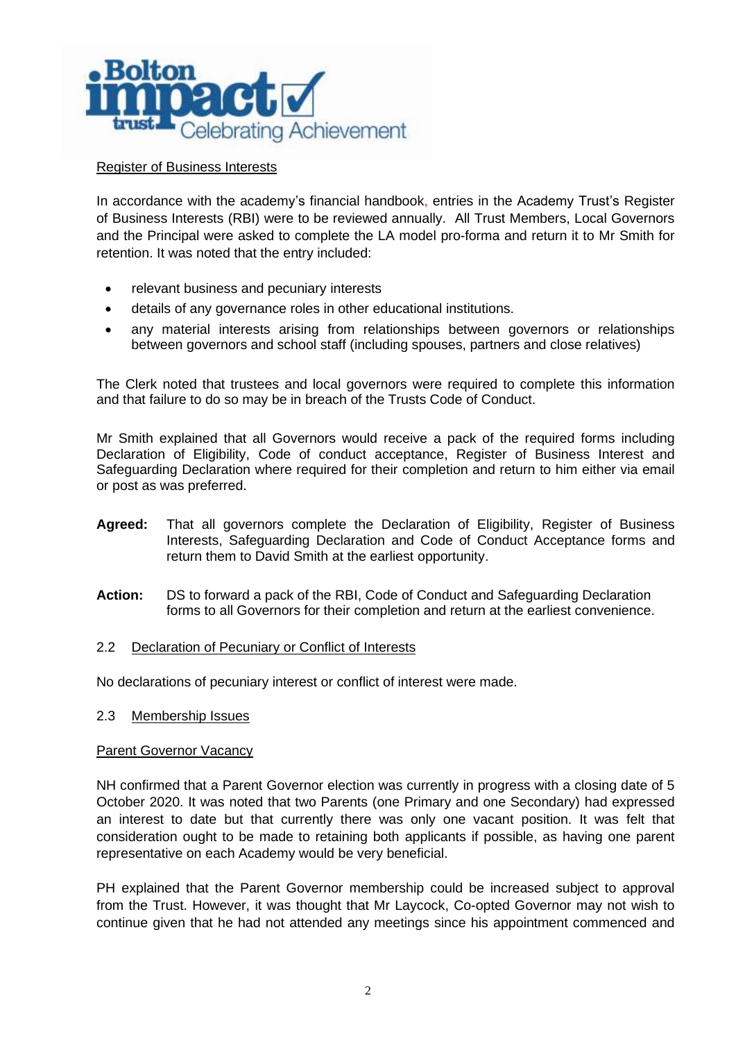Register of Business Interests

In accordance with the academy's financial handbook, entries in the Academy Trust's Register of Business Interests (RBI) were to be reviewed annually. All Trust Members, Local Governors and the Principal were asked to complete the LA model pro-forma and return it to Mr Smith for retention. It was noted that the entry included:

- relevant business and pecuniary interests
- details of any governance roles in other educational institutions.
- any material interests arising from relationships between governors or relationships between governors and school staff (including spouses, partners and close relatives)

The Clerk noted that trustees and local governors were required to complete this information and that failure to do so may be in breach of the Trusts Code of Conduct.

Mr Smith explained that all Governors would receive a pack of the required forms including Declaration of Eligibility, Code of conduct acceptance, Register of Business Interest and Safeguarding Declaration where required for their completion and return to him either via email or post as was preferred.

**Agreed:** That all governors complete the Declaration of Eligibility, Register of Business Interests, Safeguarding Declaration and Code of Conduct Acceptance forms and return them to David Smith at the earliest opportunity.

**Action:** DS to forward a pack of the RBI, Code of Conduct and Safeguarding Declaration forms to all Governors for their completion and return at the earliest convenience.

2.2 Declaration of Pecuniary or Conflict of Interests

No declarations of pecuniary interest or conflict of interest were made.

2.3 Membership Issues

Parent Governor Vacancy

NH confirmed that a Parent Governor election was currently in progress with a closing date of 5 October 2020. It was noted that two Parents (one Primary and one Secondary) had expressed an interest to date but that currently there was only one vacant position. It was felt that consideration ought to be made to retaining both applicants if possible, as having one parent representative on each Academy would be very beneficial.

PH explained that the Parent Governor membership could be increased subject to approval from the Trust. However, it was thought that Mr Laycock, Co-opted Governor may not wish to continue given that he had not attended any meetings since his appointment commenced and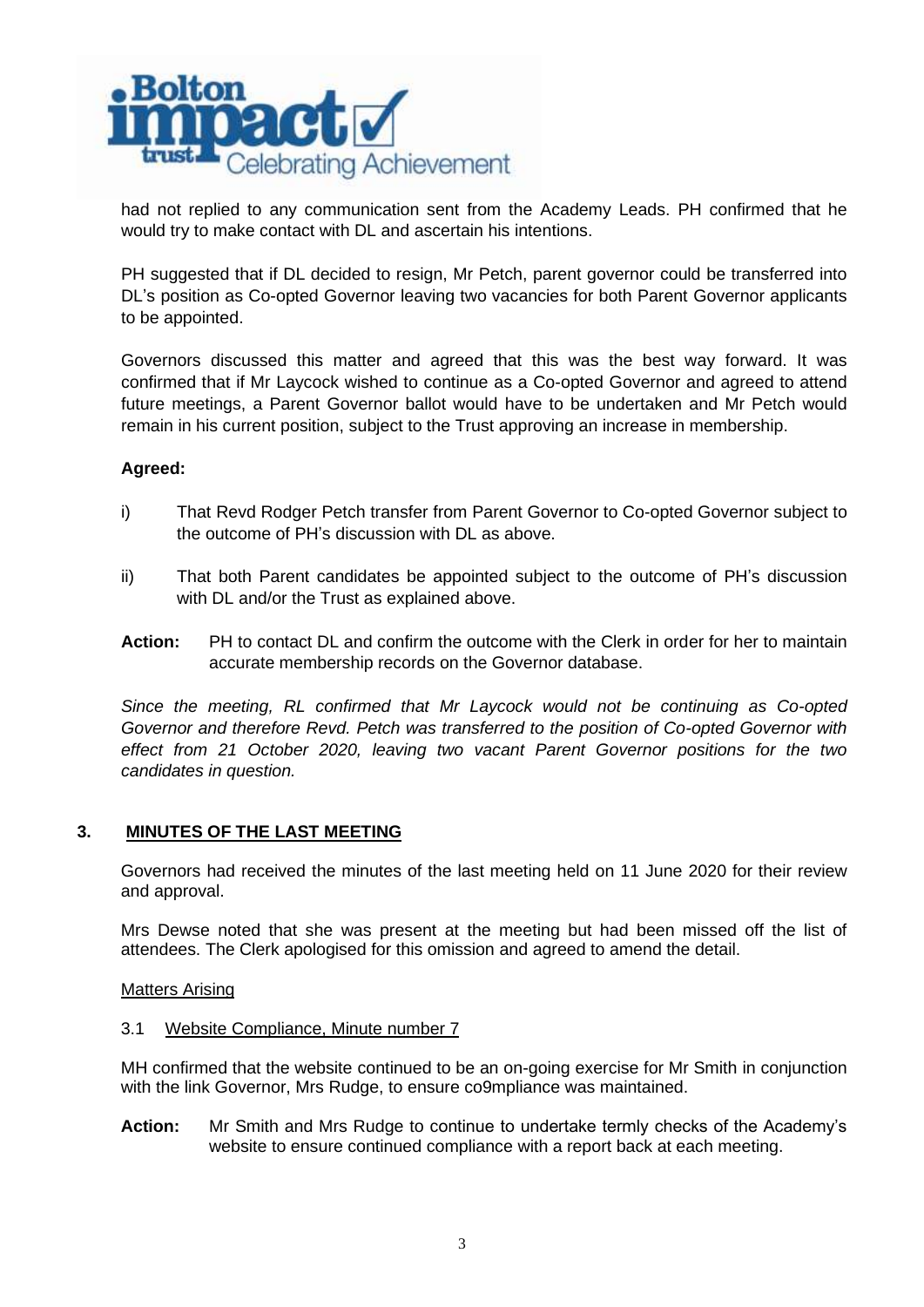had not replied to any communication sent from the Academy Leads. PH confirmed that he would try to make contact with DL and ascertain his intentions.

PH suggested that if DL decided to resign, Mr Petch, parent governor could be transferred into DL's position as Co-opted Governor leaving two vacancies for both Parent Governor applicants to be appointed.

Governors discussed this matter and agreed that this was the best way forward. It was confirmed that if Mr Laycock wished to continue as a Co-opted Governor and agreed to attend future meetings, a Parent Governor ballot would have to be undertaken and Mr Petch would remain in his current position, subject to the Trust approving an increase in membership.

**Agreed:**

i) That Revd Rodger Petch transfer from Parent Governor to Co-opted Governor subject to the outcome of PH's discussion with DL as above.

ii) That both Parent candidates be appointed subject to the outcome of PH's discussion with DL and/or the Trust as explained above.

**Action:** PH to contact DL and confirm the outcome with the Clerk in order for her to maintain accurate membership records on the Governor database.

*Since the meeting, RL confirmed that Mr Laycock would not be continuing as Co-opted Governor and therefore Revd. Petch was transferred to the position of Co-opted Governor with effect from 21 October 2020, leaving two vacant Parent Governor positions for the two candidates in question.*

## 3. MINUTES OF THE LAST MEETING

Governors had received the minutes of the last meeting held on 11 June 2020 for their review and approval.

Mrs Dewse noted that she was present at the meeting but had been missed off the list of attendees. The Clerk apologised for this omission and agreed to amend the detail.

Matters Arising

3.1 Website Compliance, Minute number 7

MH confirmed that the website continued to be an on-going exercise for Mr Smith in conjunction with the link Governor, Mrs Rudge, to ensure co9mpliance was maintained.

**Action:** Mr Smith and Mrs Rudge to continue to undertake termly checks of the Academy's website to ensure continued compliance with a report back at each meeting.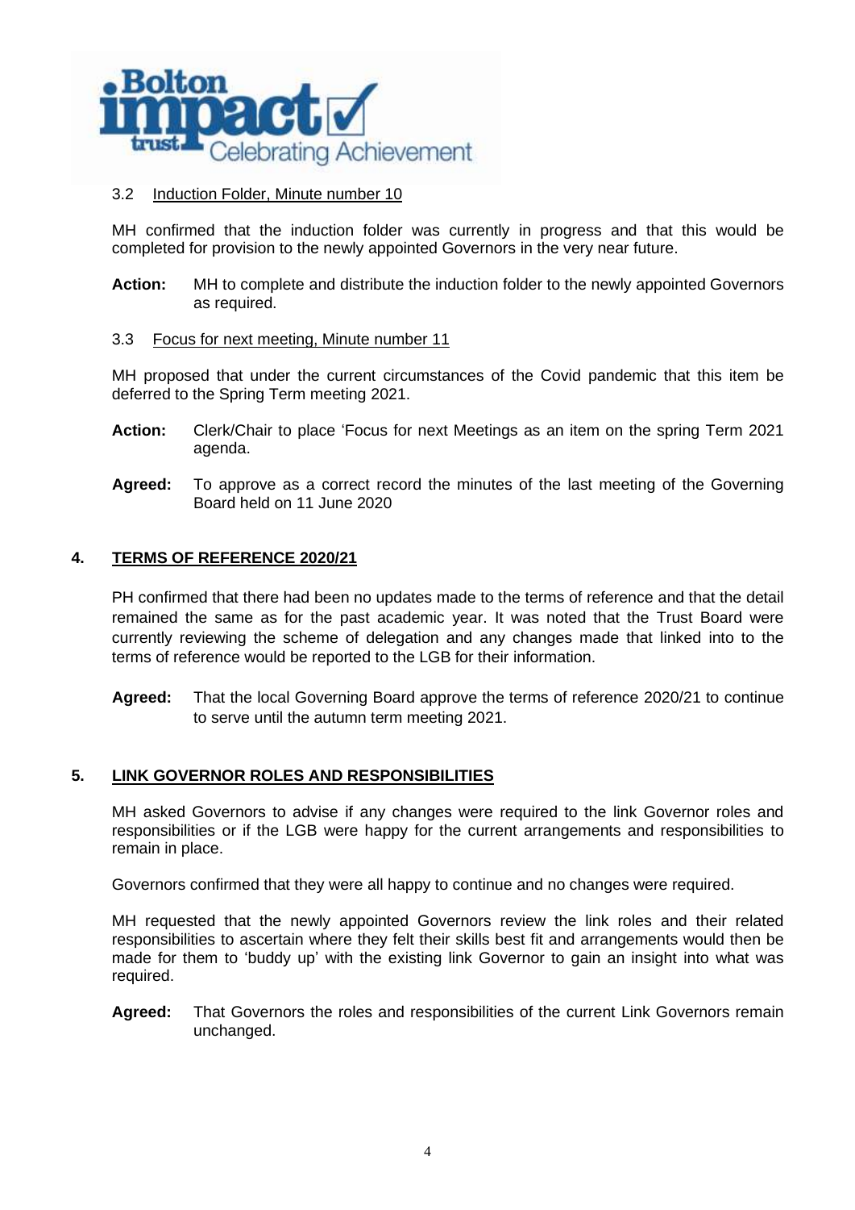3.2 Induction Folder, Minute number 10

MH confirmed that the induction folder was currently in progress and that this would be completed for provision to the newly appointed Governors in the very near future.

**Action:** MH to complete and distribute the induction folder to the newly appointed Governors as required.

3.3 Focus for next meeting, Minute number 11

MH proposed that under the current circumstances of the Covid pandemic that this item be deferred to the Spring Term meeting 2021.

**Action:** Clerk/Chair to place 'Focus for next Meetings as an item on the spring Term 2021 agenda.

**Agreed:** To approve as a correct record the minutes of the last meeting of the Governing Board held on 11 June 2020

## 4. TERMS OF REFERENCE 2020/21

PH confirmed that there had been no updates made to the terms of reference and that the detail remained the same as for the past academic year. It was noted that the Trust Board were currently reviewing the scheme of delegation and any changes made that linked into to the terms of reference would be reported to the LGB for their information.

**Agreed:** That the local Governing Board approve the terms of reference 2020/21 to continue to serve until the autumn term meeting 2021.

## 5. LINK GOVERNOR ROLES AND RESPONSIBILITIES

MH asked Governors to advise if any changes were required to the link Governor roles and responsibilities or if the LGB were happy for the current arrangements and responsibilities to remain in place.

Governors confirmed that they were all happy to continue and no changes were required.

MH requested that the newly appointed Governors review the link roles and their related responsibilities to ascertain where they felt their skills best fit and arrangements would then be made for them to 'buddy up' with the existing link Governor to gain an insight into what was required.

**Agreed:** That Governors the roles and responsibilities of the current Link Governors remain unchanged.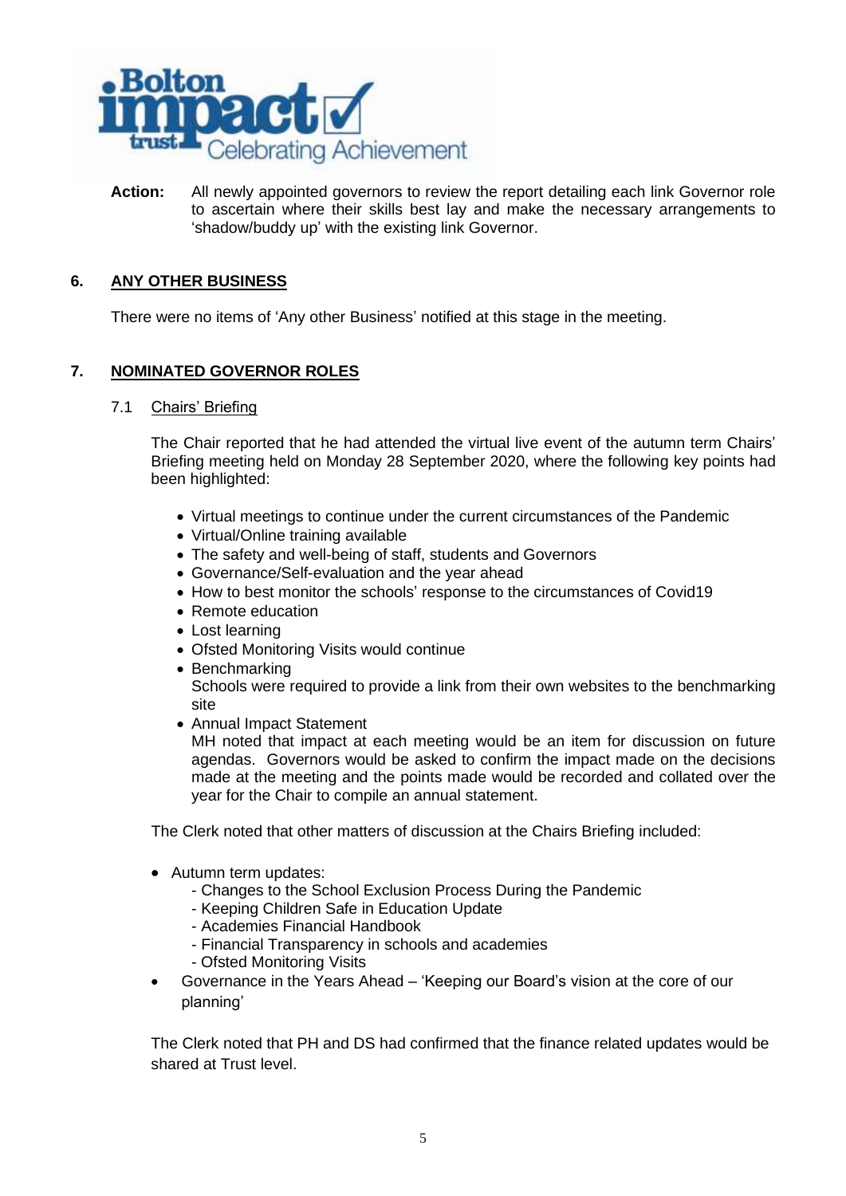**Action:** All newly appointed governors to review the report detailing each link Governor role to ascertain where their skills best lay and make the necessary arrangements to 'shadow/buddy up' with the existing link Governor.

## 6. ANY OTHER BUSINESS

There were no items of 'Any other Business' notified at this stage in the meeting.

## 7. NOMINATED GOVERNOR ROLES

### 7.1 Chairs' Briefing

The Chair reported that he had attended the virtual live event of the autumn term Chairs' Briefing meeting held on Monday 28 September 2020, where the following key points had been highlighted:

- Virtual meetings to continue under the current circumstances of the Pandemic
- Virtual/Online training available
- The safety and well-being of staff, students and Governors
- Governance/Self-evaluation and the year ahead
- How to best monitor the schools' response to the circumstances of Covid19
- Remote education
- Lost learning
- Ofsted Monitoring Visits would continue
- Benchmarking
  Schools were required to provide a link from their own websites to the benchmarking site
- Annual Impact Statement
  MH noted that impact at each meeting would be an item for discussion on future agendas. Governors would be asked to confirm the impact made on the decisions made at the meeting and the points made would be recorded and collated over the year for the Chair to compile an annual statement.

The Clerk noted that other matters of discussion at the Chairs Briefing included:

- Autumn term updates:
  - Changes to the School Exclusion Process During the Pandemic
  - Keeping Children Safe in Education Update
  - Academies Financial Handbook
  - Financial Transparency in schools and academies
  - Ofsted Monitoring Visits
- Governance in the Years Ahead – 'Keeping our Board's vision at the core of our planning'

The Clerk noted that PH and DS had confirmed that the finance related updates would be shared at Trust level.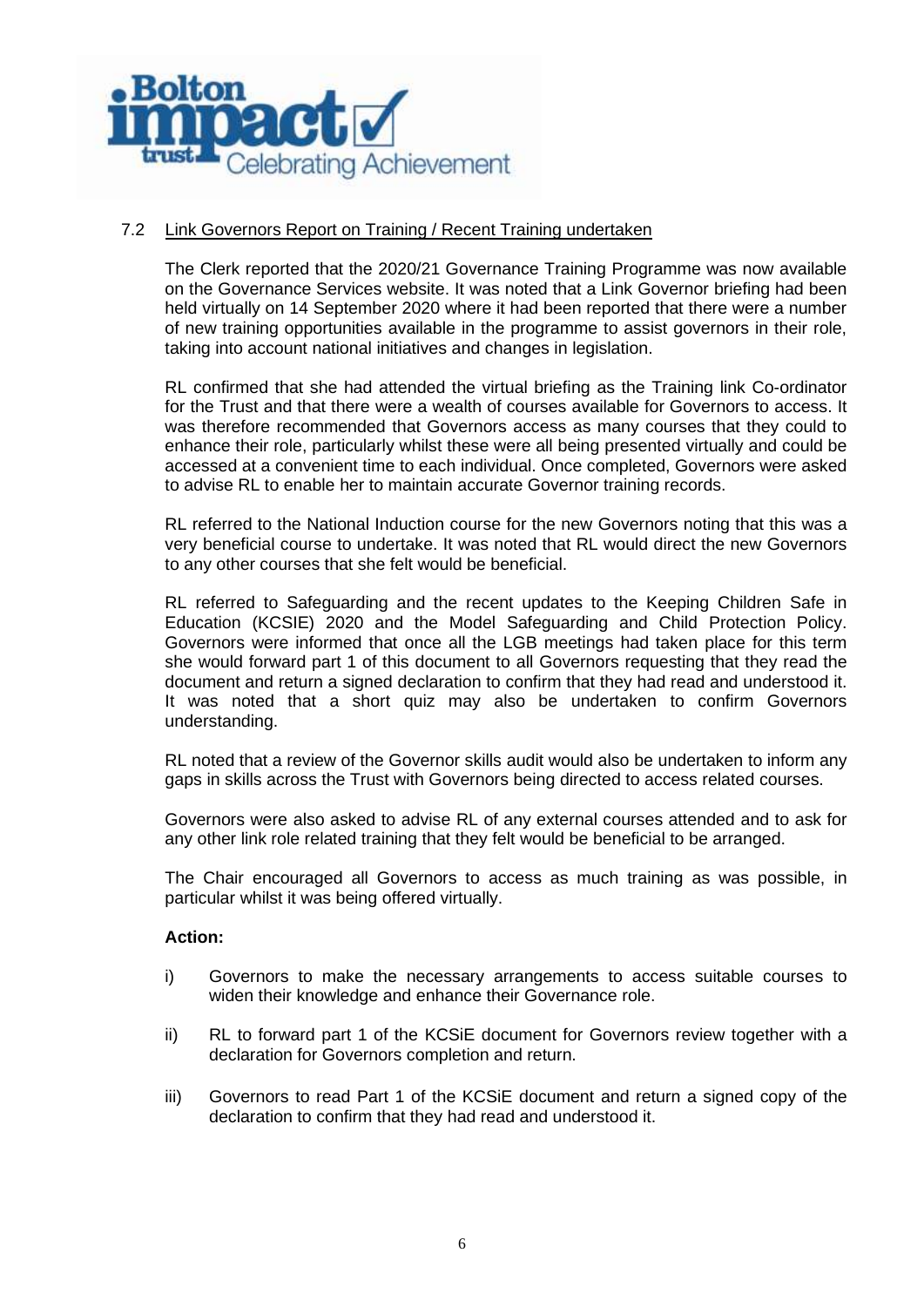7.2 Link Governors Report on Training / Recent Training undertaken

The Clerk reported that the 2020/21 Governance Training Programme was now available on the Governance Services website. It was noted that a Link Governor briefing had been held virtually on 14 September 2020 where it had been reported that there were a number of new training opportunities available in the programme to assist governors in their role, taking into account national initiatives and changes in legislation.

RL confirmed that she had attended the virtual briefing as the Training link Co-ordinator for the Trust and that there were a wealth of courses available for Governors to access. It was therefore recommended that Governors access as many courses that they could to enhance their role, particularly whilst these were all being presented virtually and could be accessed at a convenient time to each individual. Once completed, Governors were asked to advise RL to enable her to maintain accurate Governor training records.

RL referred to the National Induction course for the new Governors noting that this was a very beneficial course to undertake. It was noted that RL would direct the new Governors to any other courses that she felt would be beneficial.

RL referred to Safeguarding and the recent updates to the Keeping Children Safe in Education (KCSIE) 2020 and the Model Safeguarding and Child Protection Policy. Governors were informed that once all the LGB meetings had taken place for this term she would forward part 1 of this document to all Governors requesting that they read the document and return a signed declaration to confirm that they had read and understood it. It was noted that a short quiz may also be undertaken to confirm Governors understanding.

RL noted that a review of the Governor skills audit would also be undertaken to inform any gaps in skills across the Trust with Governors being directed to access related courses.

Governors were also asked to advise RL of any external courses attended and to ask for any other link role related training that they felt would be beneficial to be arranged.

The Chair encouraged all Governors to access as much training as was possible, in particular whilst it was being offered virtually.

**Action:**

i) Governors to make the necessary arrangements to access suitable courses to widen their knowledge and enhance their Governance role.

ii) RL to forward part 1 of the KCSiE document for Governors review together with a declaration for Governors completion and return.

iii) Governors to read Part 1 of the KCSiE document and return a signed copy of the declaration to confirm that they had read and understood it.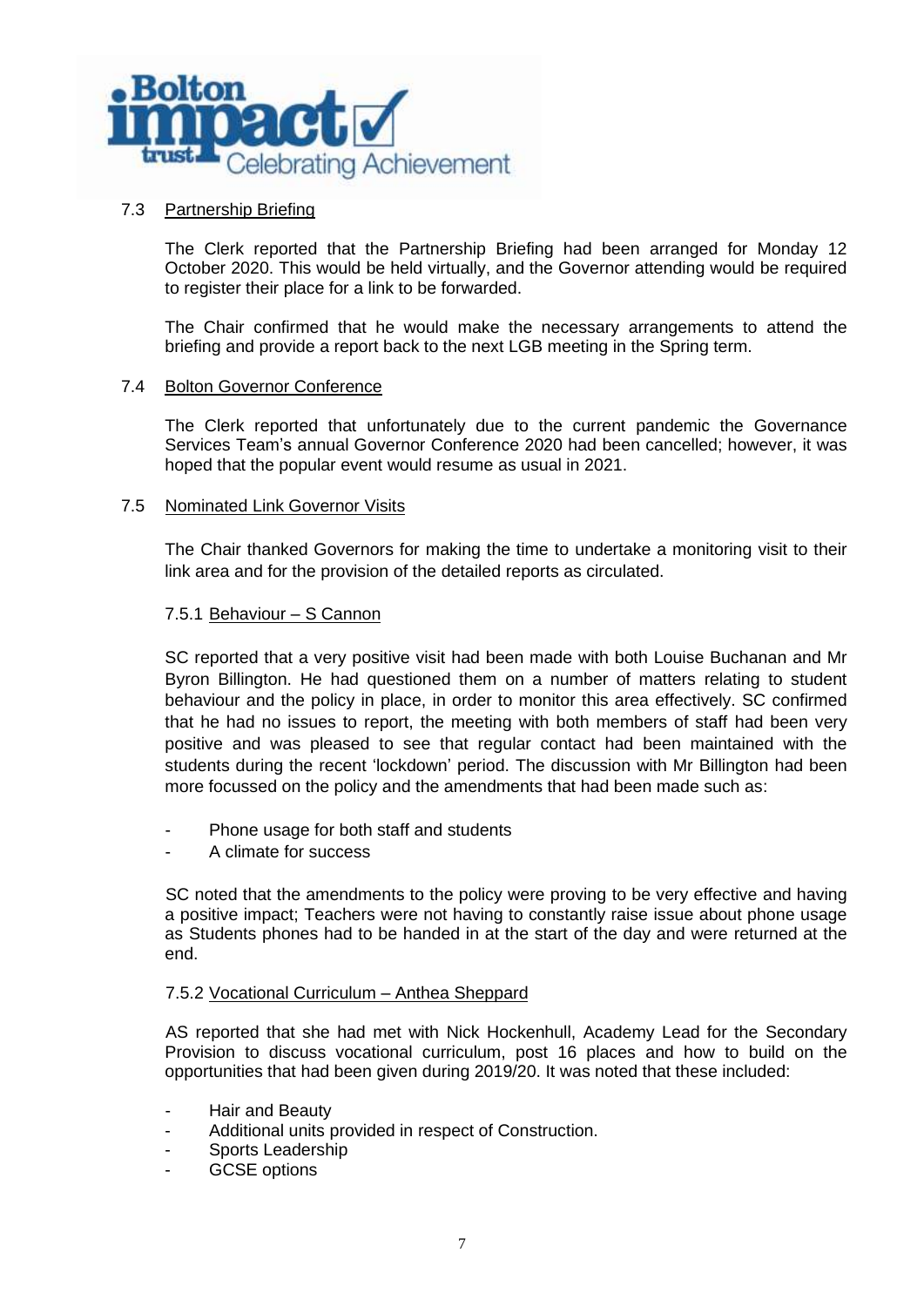### 7.3 Partnership Briefing

The Clerk reported that the Partnership Briefing had been arranged for Monday 12 October 2020. This would be held virtually, and the Governor attending would be required to register their place for a link to be forwarded.

The Chair confirmed that he would make the necessary arrangements to attend the briefing and provide a report back to the next LGB meeting in the Spring term.

### 7.4 Bolton Governor Conference

The Clerk reported that unfortunately due to the current pandemic the Governance Services Team's annual Governor Conference 2020 had been cancelled; however, it was hoped that the popular event would resume as usual in 2021.

### 7.5 Nominated Link Governor Visits

The Chair thanked Governors for making the time to undertake a monitoring visit to their link area and for the provision of the detailed reports as circulated.

#### 7.5.1 Behaviour – S Cannon

SC reported that a very positive visit had been made with both Louise Buchanan and Mr Byron Billington. He had questioned them on a number of matters relating to student behaviour and the policy in place, in order to monitor this area effectively. SC confirmed that he had no issues to report, the meeting with both members of staff had been very positive and was pleased to see that regular contact had been maintained with the students during the recent 'lockdown' period. The discussion with Mr Billington had been more focussed on the policy and the amendments that had been made such as:

- Phone usage for both staff and students
- A climate for success

SC noted that the amendments to the policy were proving to be very effective and having a positive impact; Teachers were not having to constantly raise issue about phone usage as Students phones had to be handed in at the start of the day and were returned at the end.

#### 7.5.2 Vocational Curriculum – Anthea Sheppard

AS reported that she had met with Nick Hockenhull, Academy Lead for the Secondary Provision to discuss vocational curriculum, post 16 places and how to build on the opportunities that had been given during 2019/20. It was noted that these included:

- Hair and Beauty
- Additional units provided in respect of Construction.
- Sports Leadership
- GCSE options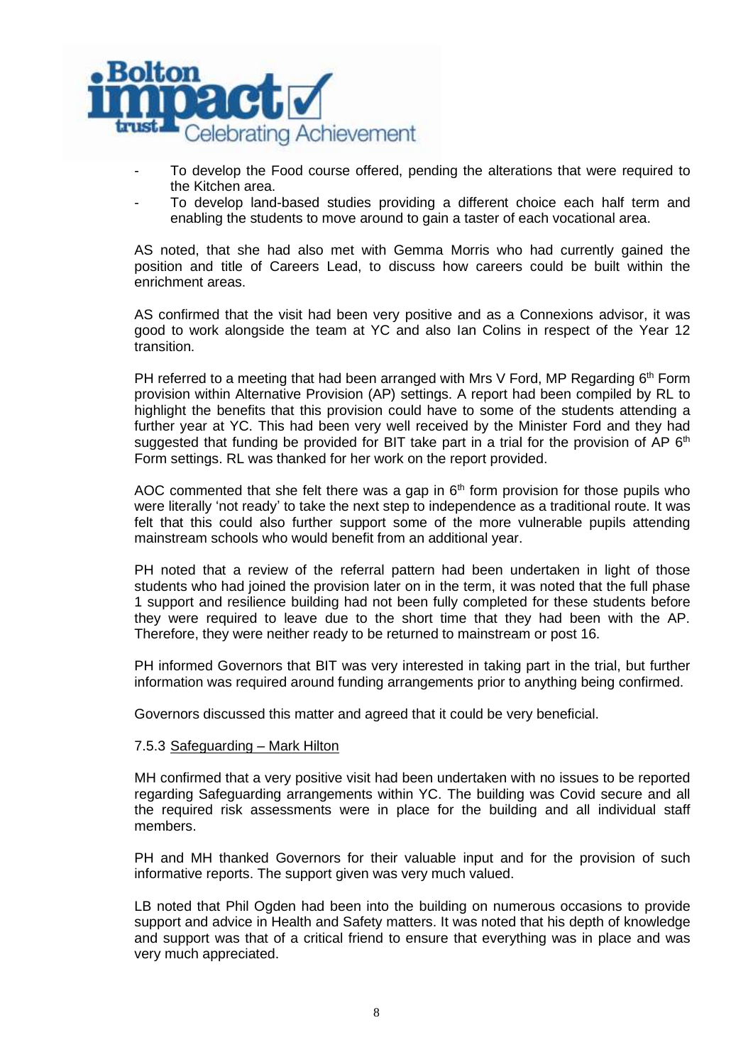- To develop the Food course offered, pending the alterations that were required to the Kitchen area.
- To develop land-based studies providing a different choice each half term and enabling the students to move around to gain a taster of each vocational area.

AS noted, that she had also met with Gemma Morris who had currently gained the position and title of Careers Lead, to discuss how careers could be built within the enrichment areas.

AS confirmed that the visit had been very positive and as a Connexions advisor, it was good to work alongside the team at YC and also Ian Colins in respect of the Year 12 transition.

PH referred to a meeting that had been arranged with Mrs V Ford, MP Regarding 6th Form provision within Alternative Provision (AP) settings. A report had been compiled by RL to highlight the benefits that this provision could have to some of the students attending a further year at YC. This had been very well received by the Minister Ford and they had suggested that funding be provided for BIT take part in a trial for the provision of AP 6th Form settings. RL was thanked for her work on the report provided.

AOC commented that she felt there was a gap in 6th form provision for those pupils who were literally 'not ready' to take the next step to independence as a traditional route. It was felt that this could also further support some of the more vulnerable pupils attending mainstream schools who would benefit from an additional year.

PH noted that a review of the referral pattern had been undertaken in light of those students who had joined the provision later on in the term, it was noted that the full phase 1 support and resilience building had not been fully completed for these students before they were required to leave due to the short time that they had been with the AP. Therefore, they were neither ready to be returned to mainstream or post 16.

PH informed Governors that BIT was very interested in taking part in the trial, but further information was required around funding arrangements prior to anything being confirmed.

Governors discussed this matter and agreed that it could be very beneficial.

7.5.3 Safeguarding – Mark Hilton

MH confirmed that a very positive visit had been undertaken with no issues to be reported regarding Safeguarding arrangements within YC. The building was Covid secure and all the required risk assessments were in place for the building and all individual staff members.

PH and MH thanked Governors for their valuable input and for the provision of such informative reports. The support given was very much valued.

LB noted that Phil Ogden had been into the building on numerous occasions to provide support and advice in Health and Safety matters. It was noted that his depth of knowledge and support was that of a critical friend to ensure that everything was in place and was very much appreciated.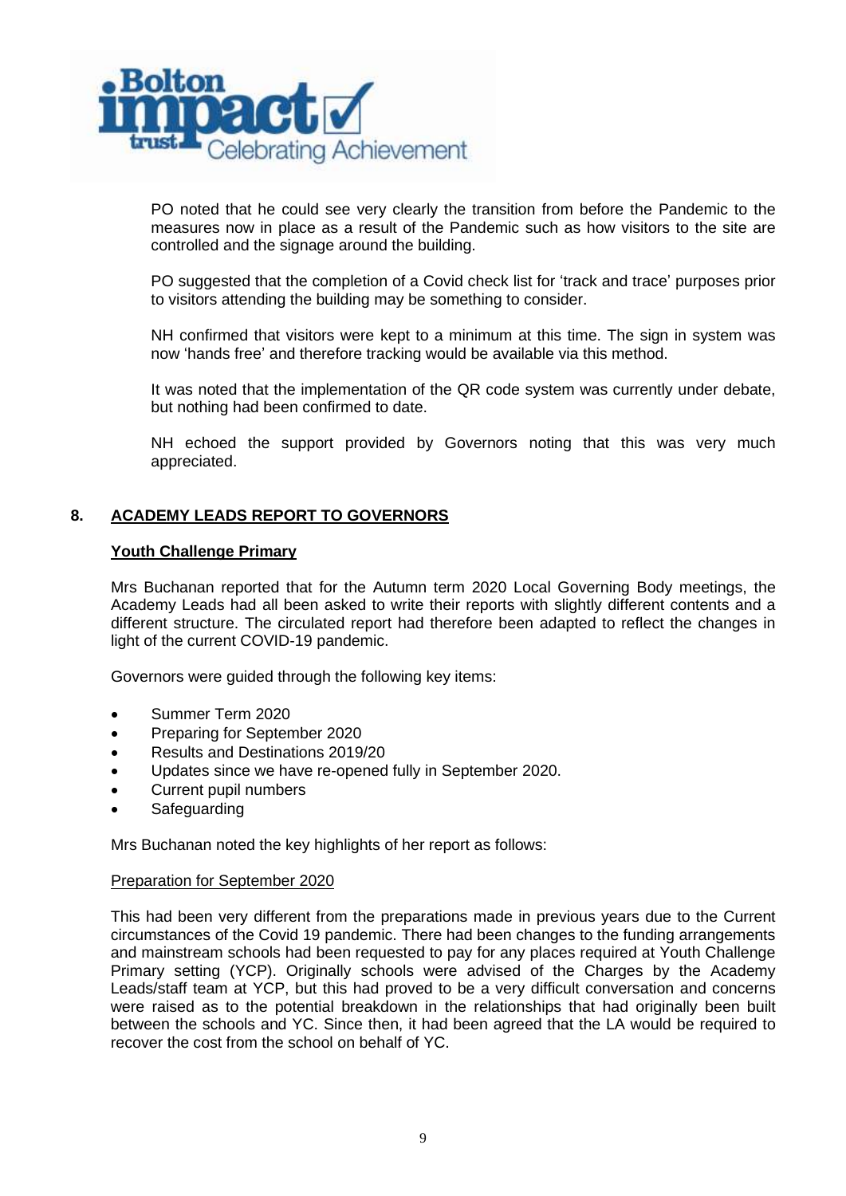PO noted that he could see very clearly the transition from before the Pandemic to the measures now in place as a result of the Pandemic such as how visitors to the site are controlled and the signage around the building.

PO suggested that the completion of a Covid check list for 'track and trace' purposes prior to visitors attending the building may be something to consider.

NH confirmed that visitors were kept to a minimum at this time. The sign in system was now 'hands free' and therefore tracking would be available via this method.

It was noted that the implementation of the QR code system was currently under debate, but nothing had been confirmed to date.

NH echoed the support provided by Governors noting that this was very much appreciated.

## 8. ACADEMY LEADS REPORT TO GOVERNORS

**Youth Challenge Primary**

Mrs Buchanan reported that for the Autumn term 2020 Local Governing Body meetings, the Academy Leads had all been asked to write their reports with slightly different contents and a different structure. The circulated report had therefore been adapted to reflect the changes in light of the current COVID-19 pandemic.

Governors were guided through the following key items:

- Summer Term 2020
- Preparing for September 2020
- Results and Destinations 2019/20
- Updates since we have re-opened fully in September 2020.
- Current pupil numbers
- Safeguarding

Mrs Buchanan noted the key highlights of her report as follows:

Preparation for September 2020

This had been very different from the preparations made in previous years due to the Current circumstances of the Covid 19 pandemic. There had been changes to the funding arrangements and mainstream schools had been requested to pay for any places required at Youth Challenge Primary setting (YCP). Originally schools were advised of the Charges by the Academy Leads/staff team at YCP, but this had proved to be a very difficult conversation and concerns were raised as to the potential breakdown in the relationships that had originally been built between the schools and YC. Since then, it had been agreed that the LA would be required to recover the cost from the school on behalf of YC.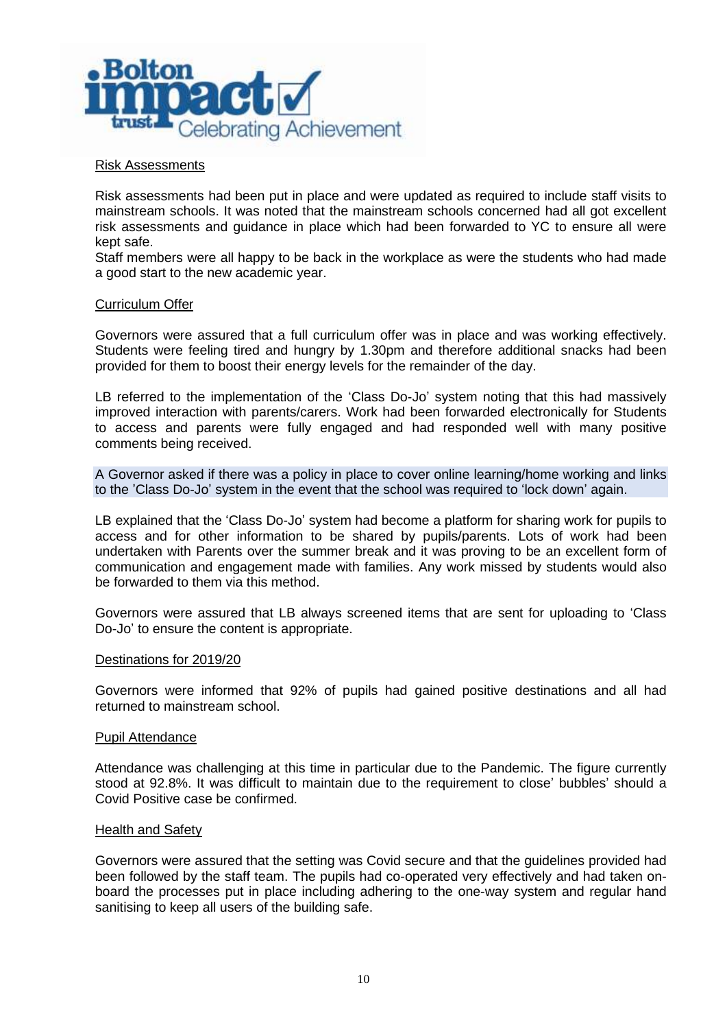Risk Assessments

Risk assessments had been put in place and were updated as required to include staff visits to mainstream schools. It was noted that the mainstream schools concerned had all got excellent risk assessments and guidance in place which had been forwarded to YC to ensure all were kept safe.
Staff members were all happy to be back in the workplace as were the students who had made a good start to the new academic year.

Curriculum Offer

Governors were assured that a full curriculum offer was in place and was working effectively. Students were feeling tired and hungry by 1.30pm and therefore additional snacks had been provided for them to boost their energy levels for the remainder of the day.

LB referred to the implementation of the 'Class Do-Jo' system noting that this had massively improved interaction with parents/carers. Work had been forwarded electronically for Students to access and parents were fully engaged and had responded well with many positive comments being received.

A Governor asked if there was a policy in place to cover online learning/home working and links to the 'Class Do-Jo' system in the event that the school was required to 'lock down' again.

LB explained that the 'Class Do-Jo' system had become a platform for sharing work for pupils to access and for other information to be shared by pupils/parents. Lots of work had been undertaken with Parents over the summer break and it was proving to be an excellent form of communication and engagement made with families. Any work missed by students would also be forwarded to them via this method.

Governors were assured that LB always screened items that are sent for uploading to 'Class Do-Jo' to ensure the content is appropriate.

Destinations for 2019/20

Governors were informed that 92% of pupils had gained positive destinations and all had returned to mainstream school.

Pupil Attendance

Attendance was challenging at this time in particular due to the Pandemic. The figure currently stood at 92.8%. It was difficult to maintain due to the requirement to close' bubbles' should a Covid Positive case be confirmed.

Health and Safety

Governors were assured that the setting was Covid secure and that the guidelines provided had been followed by the staff team. The pupils had co-operated very effectively and had taken on-board the processes put in place including adhering to the one-way system and regular hand sanitising to keep all users of the building safe.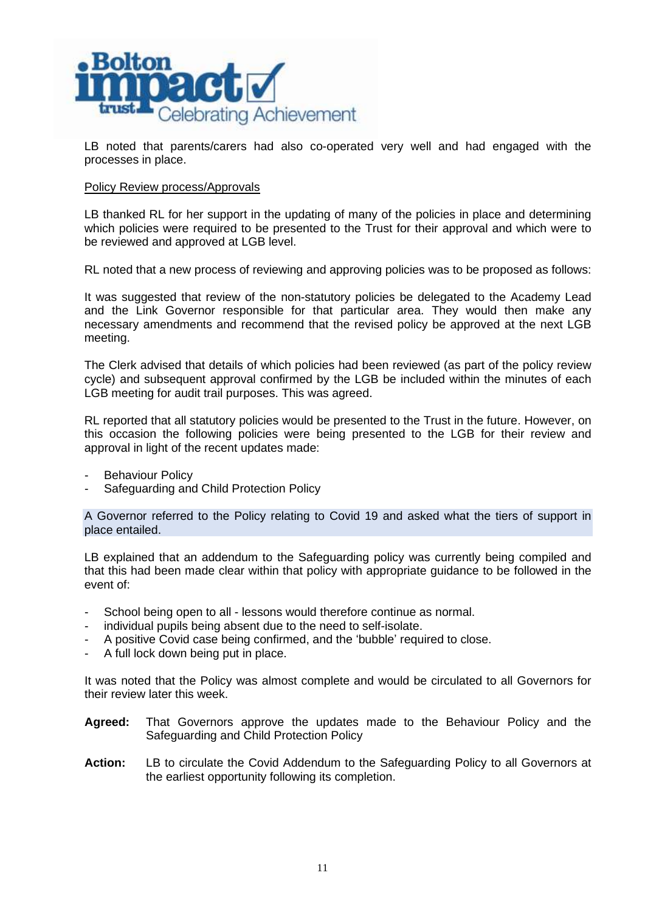LB noted that parents/carers had also co-operated very well and had engaged with the processes in place.

Policy Review process/Approvals

LB thanked RL for her support in the updating of many of the policies in place and determining which policies were required to be presented to the Trust for their approval and which were to be reviewed and approved at LGB level.

RL noted that a new process of reviewing and approving policies was to be proposed as follows:

It was suggested that review of the non-statutory policies be delegated to the Academy Lead and the Link Governor responsible for that particular area. They would then make any necessary amendments and recommend that the revised policy be approved at the next LGB meeting.

The Clerk advised that details of which policies had been reviewed (as part of the policy review cycle) and subsequent approval confirmed by the LGB be included within the minutes of each LGB meeting for audit trail purposes. This was agreed.

RL reported that all statutory policies would be presented to the Trust in the future. However, on this occasion the following policies were being presented to the LGB for their review and approval in light of the recent updates made:

- Behaviour Policy
- Safeguarding and Child Protection Policy

A Governor referred to the Policy relating to Covid 19 and asked what the tiers of support in place entailed.

LB explained that an addendum to the Safeguarding policy was currently being compiled and that this had been made clear within that policy with appropriate guidance to be followed in the event of:

- School being open to all - lessons would therefore continue as normal.
- individual pupils being absent due to the need to self-isolate.
- A positive Covid case being confirmed, and the 'bubble' required to close.
- A full lock down being put in place.

It was noted that the Policy was almost complete and would be circulated to all Governors for their review later this week.

**Agreed:** That Governors approve the updates made to the Behaviour Policy and the Safeguarding and Child Protection Policy

**Action:** LB to circulate the Covid Addendum to the Safeguarding Policy to all Governors at the earliest opportunity following its completion.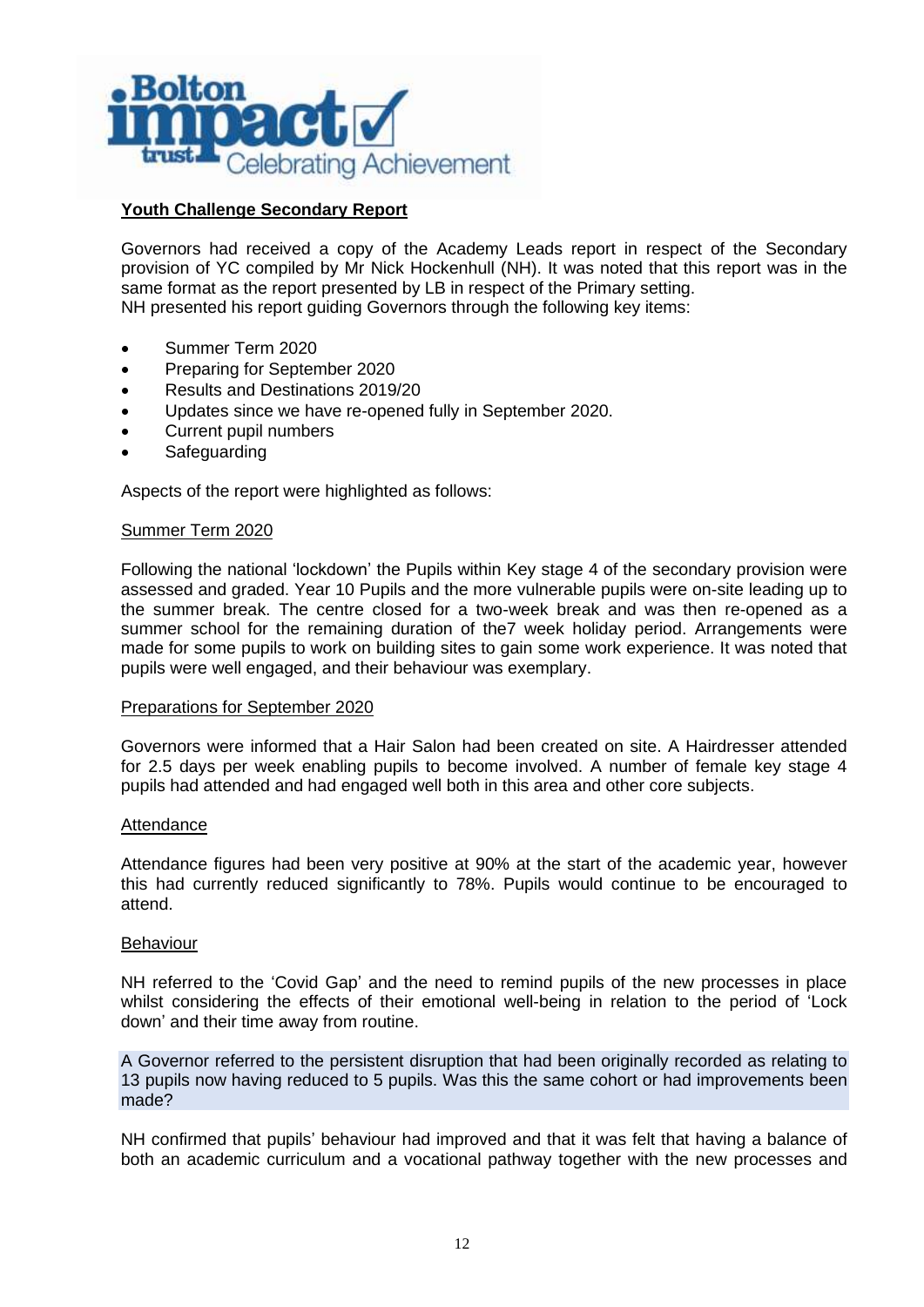## Youth Challenge Secondary Report

Governors had received a copy of the Academy Leads report in respect of the Secondary provision of YC compiled by Mr Nick Hockenhull (NH). It was noted that this report was in the same format as the report presented by LB in respect of the Primary setting.
NH presented his report guiding Governors through the following key items:

- Summer Term 2020
- Preparing for September 2020
- Results and Destinations 2019/20
- Updates since we have re-opened fully in September 2020.
- Current pupil numbers
- Safeguarding

Aspects of the report were highlighted as follows:

### Summer Term 2020

Following the national 'lockdown' the Pupils within Key stage 4 of the secondary provision were assessed and graded. Year 10 Pupils and the more vulnerable pupils were on-site leading up to the summer break. The centre closed for a two-week break and was then re-opened as a summer school for the remaining duration of the7 week holiday period. Arrangements were made for some pupils to work on building sites to gain some work experience. It was noted that pupils were well engaged, and their behaviour was exemplary.

### Preparations for September 2020

Governors were informed that a Hair Salon had been created on site. A Hairdresser attended for 2.5 days per week enabling pupils to become involved. A number of female key stage 4 pupils had attended and had engaged well both in this area and other core subjects.

### Attendance

Attendance figures had been very positive at 90% at the start of the academic year, however this had currently reduced significantly to 78%. Pupils would continue to be encouraged to attend.

### Behaviour

NH referred to the 'Covid Gap' and the need to remind pupils of the new processes in place whilst considering the effects of their emotional well-being in relation to the period of 'Lock down' and their time away from routine.

A Governor referred to the persistent disruption that had been originally recorded as relating to 13 pupils now having reduced to 5 pupils. Was this the same cohort or had improvements been made?

NH confirmed that pupils' behaviour had improved and that it was felt that having a balance of both an academic curriculum and a vocational pathway together with the new processes and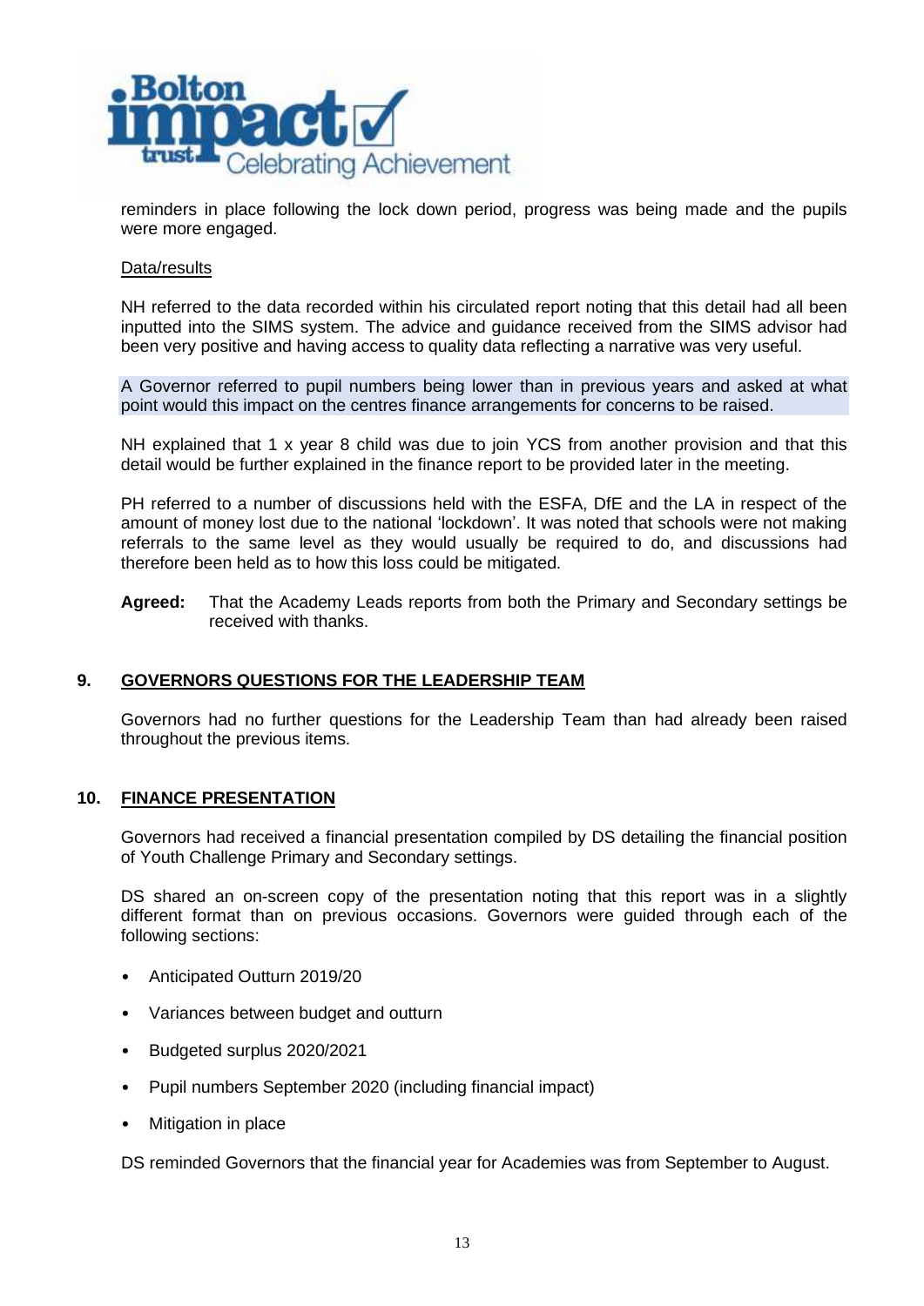reminders in place following the lock down period, progress was being made and the pupils were more engaged.

Data/results

NH referred to the data recorded within his circulated report noting that this detail had all been inputted into the SIMS system. The advice and guidance received from the SIMS advisor had been very positive and having access to quality data reflecting a narrative was very useful.

A Governor referred to pupil numbers being lower than in previous years and asked at what point would this impact on the centres finance arrangements for concerns to be raised.

NH explained that 1 x year 8 child was due to join YCS from another provision and that this detail would be further explained in the finance report to be provided later in the meeting.

PH referred to a number of discussions held with the ESFA, DfE and the LA in respect of the amount of money lost due to the national 'lockdown'. It was noted that schools were not making referrals to the same level as they would usually be required to do, and discussions had therefore been held as to how this loss could be mitigated.

**Agreed:** That the Academy Leads reports from both the Primary and Secondary settings be received with thanks.

## 9. GOVERNORS QUESTIONS FOR THE LEADERSHIP TEAM

Governors had no further questions for the Leadership Team than had already been raised throughout the previous items.

## 10. FINANCE PRESENTATION

Governors had received a financial presentation compiled by DS detailing the financial position of Youth Challenge Primary and Secondary settings.

DS shared an on-screen copy of the presentation noting that this report was in a slightly different format than on previous occasions. Governors were guided through each of the following sections:

- Anticipated Outturn 2019/20
- Variances between budget and outturn
- Budgeted surplus 2020/2021
- Pupil numbers September 2020 (including financial impact)
- Mitigation in place

DS reminded Governors that the financial year for Academies was from September to August.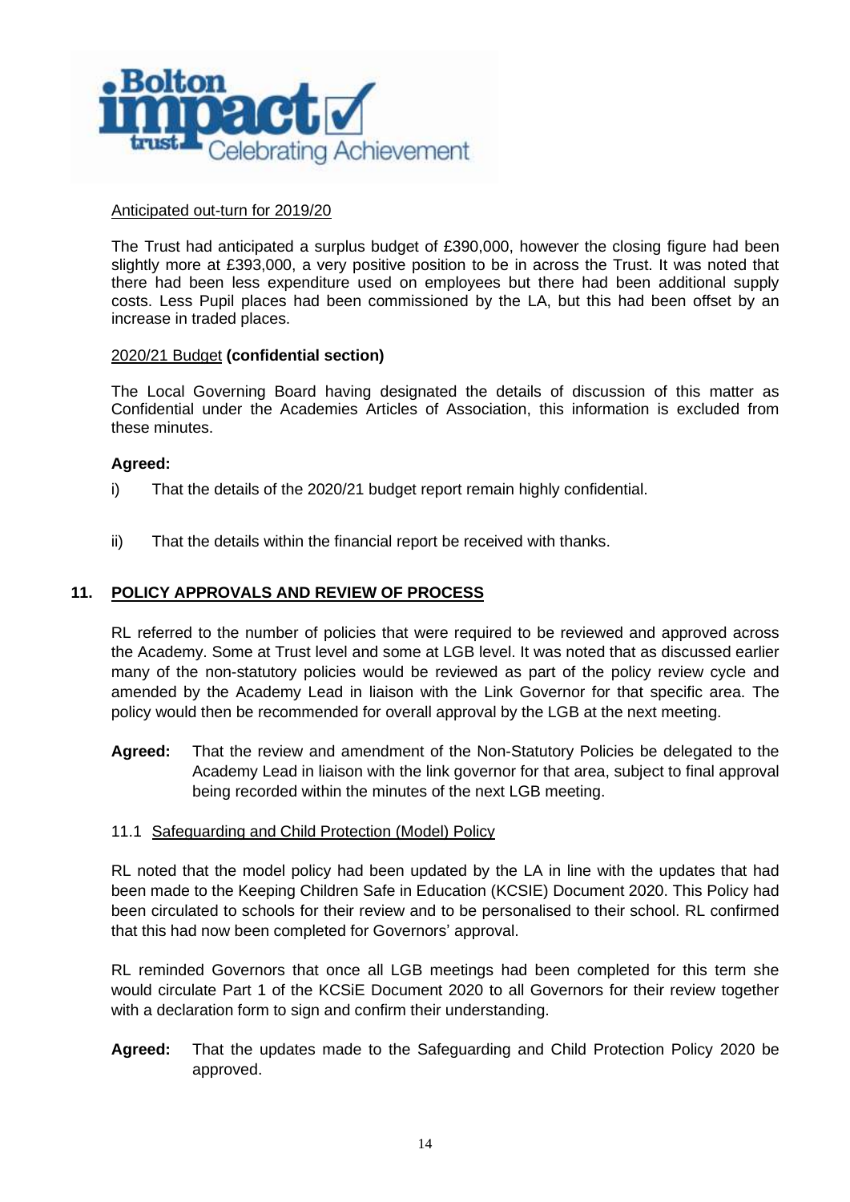Anticipated out-turn for 2019/20

The Trust had anticipated a surplus budget of £390,000, however the closing figure had been slightly more at £393,000, a very positive position to be in across the Trust. It was noted that there had been less expenditure used on employees but there had been additional supply costs. Less Pupil places had been commissioned by the LA, but this had been offset by an increase in traded places.

2020/21 Budget **(confidential section)**

The Local Governing Board having designated the details of discussion of this matter as Confidential under the Academies Articles of Association, this information is excluded from these minutes.

**Agreed:**

i) That the details of the 2020/21 budget report remain highly confidential.

ii) That the details within the financial report be received with thanks.

## 11. POLICY APPROVALS AND REVIEW OF PROCESS

RL referred to the number of policies that were required to be reviewed and approved across the Academy. Some at Trust level and some at LGB level. It was noted that as discussed earlier many of the non-statutory policies would be reviewed as part of the policy review cycle and amended by the Academy Lead in liaison with the Link Governor for that specific area. The policy would then be recommended for overall approval by the LGB at the next meeting.

**Agreed:** That the review and amendment of the Non-Statutory Policies be delegated to the Academy Lead in liaison with the link governor for that area, subject to final approval being recorded within the minutes of the next LGB meeting.

11.1 Safeguarding and Child Protection (Model) Policy

RL noted that the model policy had been updated by the LA in line with the updates that had been made to the Keeping Children Safe in Education (KCSIE) Document 2020. This Policy had been circulated to schools for their review and to be personalised to their school. RL confirmed that this had now been completed for Governors' approval.

RL reminded Governors that once all LGB meetings had been completed for this term she would circulate Part 1 of the KCSiE Document 2020 to all Governors for their review together with a declaration form to sign and confirm their understanding.

**Agreed:** That the updates made to the Safeguarding and Child Protection Policy 2020 be approved.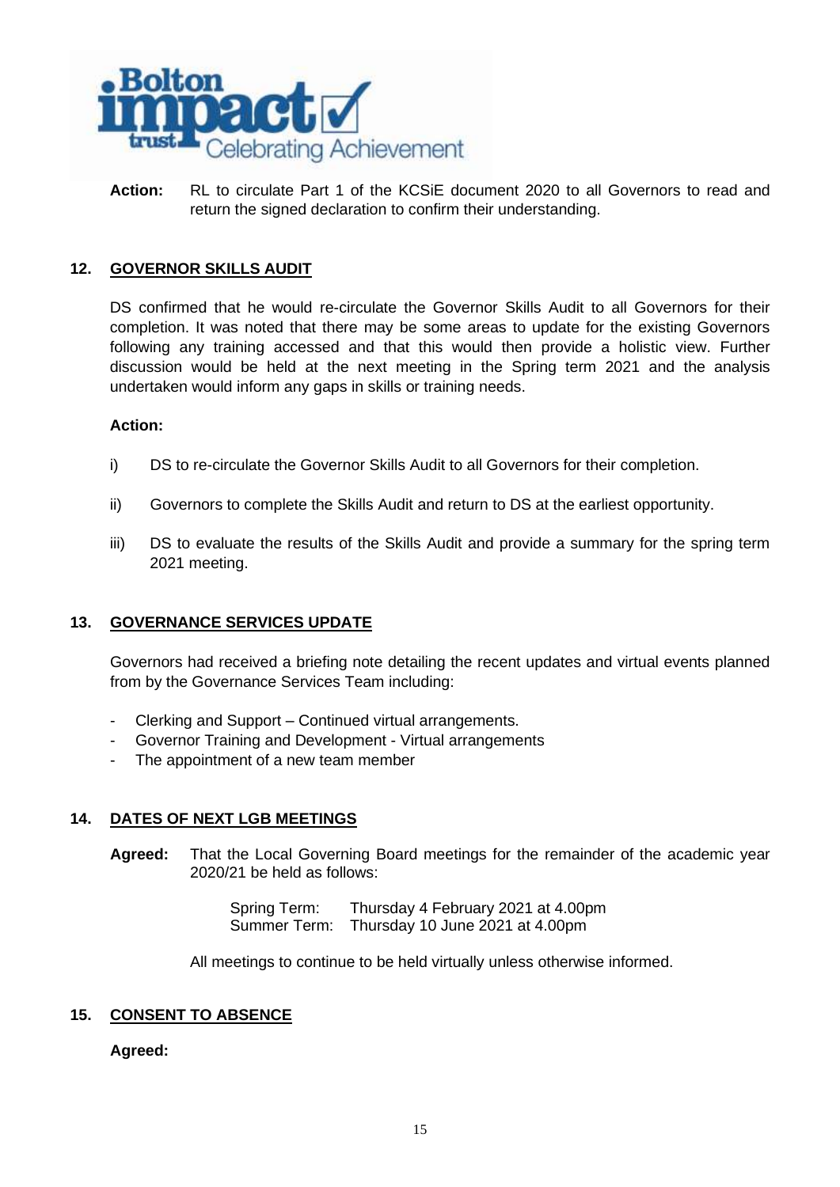**Action:** RL to circulate Part 1 of the KCSiE document 2020 to all Governors to read and return the signed declaration to confirm their understanding.

## 12. GOVERNOR SKILLS AUDIT

DS confirmed that he would re-circulate the Governor Skills Audit to all Governors for their completion. It was noted that there may be some areas to update for the existing Governors following any training accessed and that this would then provide a holistic view. Further discussion would be held at the next meeting in the Spring term 2021 and the analysis undertaken would inform any gaps in skills or training needs.

**Action:**

i) DS to re-circulate the Governor Skills Audit to all Governors for their completion.

ii) Governors to complete the Skills Audit and return to DS at the earliest opportunity.

iii) DS to evaluate the results of the Skills Audit and provide a summary for the spring term 2021 meeting.

## 13. GOVERNANCE SERVICES UPDATE

Governors had received a briefing note detailing the recent updates and virtual events planned from by the Governance Services Team including:

- Clerking and Support – Continued virtual arrangements.
- Governor Training and Development - Virtual arrangements
- The appointment of a new team member

## 14. DATES OF NEXT LGB MEETINGS

**Agreed:** That the Local Governing Board meetings for the remainder of the academic year 2020/21 be held as follows:

Spring Term: Thursday 4 February 2021 at 4.00pm
Summer Term: Thursday 10 June 2021 at 4.00pm

All meetings to continue to be held virtually unless otherwise informed.

## 15. CONSENT TO ABSENCE

**Agreed:**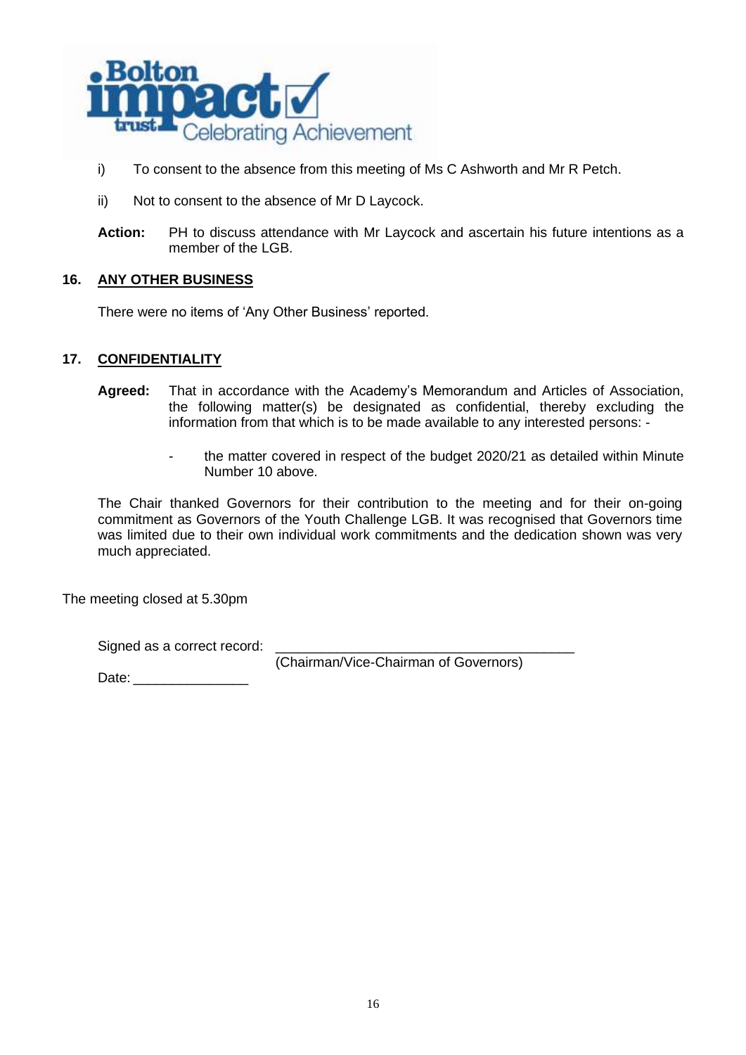i) To consent to the absence from this meeting of Ms C Ashworth and Mr R Petch.

ii) Not to consent to the absence of Mr D Laycock.

**Action:** PH to discuss attendance with Mr Laycock and ascertain his future intentions as a member of the LGB.

**16. ANY OTHER BUSINESS**

There were no items of 'Any Other Business' reported.

**17. CONFIDENTIALITY**

**Agreed:** That in accordance with the Academy's Memorandum and Articles of Association, the following matter(s) be designated as confidential, thereby excluding the information from that which is to be made available to any interested persons: -

- the matter covered in respect of the budget 2020/21 as detailed within Minute Number 10 above.

The Chair thanked Governors for their contribution to the meeting and for their on-going commitment as Governors of the Youth Challenge LGB. It was recognised that Governors time was limited due to their own individual work commitments and the dedication shown was very much appreciated.

The meeting closed at 5.30pm

Signed as a correct record: ________________________________________
(Chairman/Vice-Chairman of Governors)

Date: _______________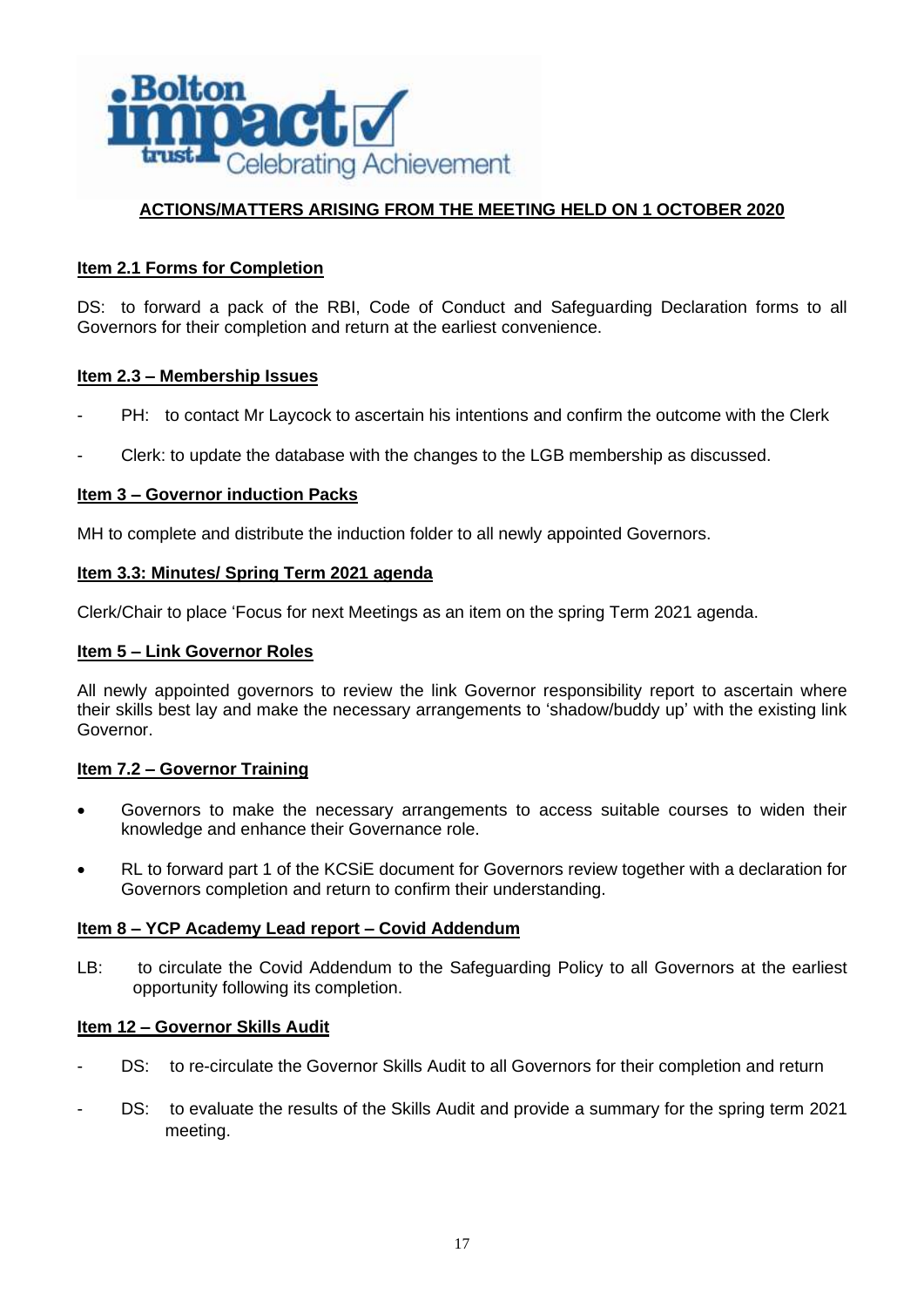**ACTIONS/MATTERS ARISING FROM THE MEETING HELD ON 1 OCTOBER 2020**

**Item 2.1 Forms for Completion**

DS: to forward a pack of the RBI, Code of Conduct and Safeguarding Declaration forms to all Governors for their completion and return at the earliest convenience.

**Item 2.3 – Membership Issues**

- PH: to contact Mr Laycock to ascertain his intentions and confirm the outcome with the Clerk
- Clerk: to update the database with the changes to the LGB membership as discussed.

**Item 3 – Governor induction Packs**

MH to complete and distribute the induction folder to all newly appointed Governors.

**Item 3.3: Minutes/ Spring Term 2021 agenda**

Clerk/Chair to place 'Focus for next Meetings as an item on the spring Term 2021 agenda.

**Item 5 – Link Governor Roles**

All newly appointed governors to review the link Governor responsibility report to ascertain where their skills best lay and make the necessary arrangements to 'shadow/buddy up' with the existing link Governor.

**Item 7.2 – Governor Training**

- Governors to make the necessary arrangements to access suitable courses to widen their knowledge and enhance their Governance role.
- RL to forward part 1 of the KCSiE document for Governors review together with a declaration for Governors completion and return to confirm their understanding.

**Item 8 – YCP Academy Lead report – Covid Addendum**

LB: to circulate the Covid Addendum to the Safeguarding Policy to all Governors at the earliest opportunity following its completion.

**Item 12 – Governor Skills Audit**

- DS: to re-circulate the Governor Skills Audit to all Governors for their completion and return
- DS: to evaluate the results of the Skills Audit and provide a summary for the spring term 2021 meeting.